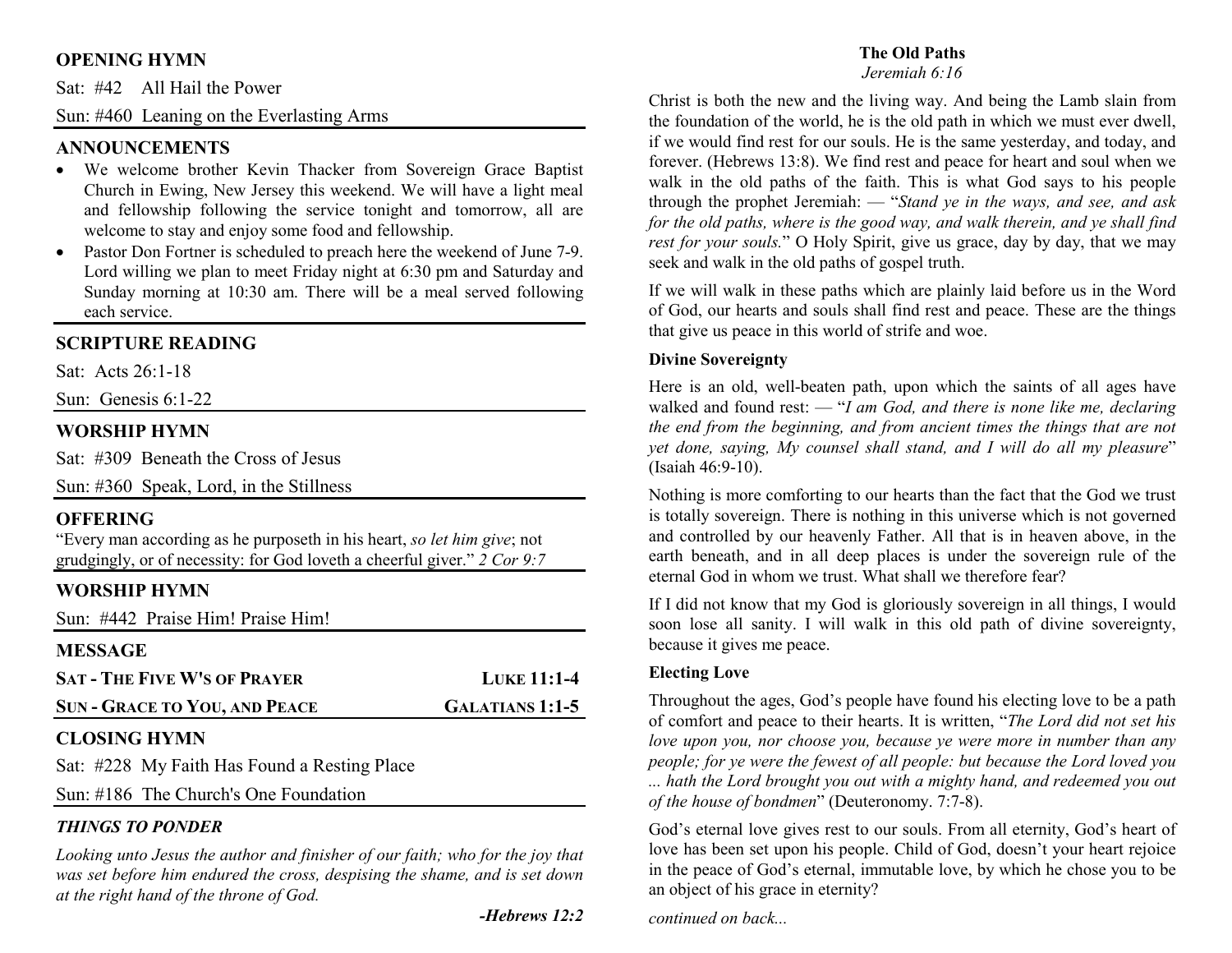## OPENING HYMN

Sat: #42 All Hail the Power

Sun: #460 Leaning on the Everlasting Arms

## ANNOUNCEMENTS

- We welcome brother Kevin Thacker from Sovereign Grace Baptist Church in Ewing, New Jersey this weekend. We will have a light meal and fellowship following the service tonight and tomorrow, all are welcome to stay and enjoy some food and fellowship.
- Pastor Don Fortner is scheduled to preach here the weekend of June 7-9. Lord willing we plan to meet Friday night at 6:30 pm and Saturday and Sunday morning at 10:30 am. There will be a meal served following each service.

## SCRIPTURE READING

Sat: Acts 26:1-18

Sun: Genesis 6:1-22

## WORSHIP HYMN

Sat: #309 Beneath the Cross of Jesus

Sun: #360 Speak, Lord, in the Stillness

## OFFERING

"Every man according as he purposeth in his heart, *so let him give*; not grudgingly, or of necessity: for God loveth a cheerful giver." *2 Cor 9:7*

## WORSHIP HYMN

Sun: #442 Praise Him! Praise Him!

## MESSAGE

**SAT - THE FIVE W'S OF PRAYER** — **LUKE 11:1-4**

**SUN - GRACE TO YOU, AND PEACE** — **GALATIANS 1:1-5**

## CLOSING HYMN

Sat: #228 My Faith Has Found a Resting Place

Sun: #186 The Church's One Foundation

## *THINGS TO PONDER*

*Looking unto Jesus the author and finisher of our faith; who for the joy that was set before him endured the cross, despising the shame, and is set down at the right hand of the throne of God.*

***-Hebrews 12:2***

## The Old Paths

*Jeremiah 6:16*

Christ is both the new and the living way. And being the Lamb slain from the foundation of the world, he is the old path in which we must ever dwell, if we would find rest for our souls. He is the same yesterday, and today, and forever. (Hebrews 13:8). We find rest and peace for heart and soul when we walk in the old paths of the faith. This is what God says to his people through the prophet Jeremiah: — "*Stand ye in the ways, and see, and ask for the old paths, where is the good way, and walk therein, and ye shall find rest for your souls.*" O Holy Spirit, give us grace, day by day, that we may seek and walk in the old paths of gospel truth.

If we will walk in these paths which are plainly laid before us in the Word of God, our hearts and souls shall find rest and peace. These are the things that give us peace in this world of strife and woe.

### Divine Sovereignty

Here is an old, well-beaten path, upon which the saints of all ages have walked and found rest: — "*I am God, and there is none like me, declaring the end from the beginning, and from ancient times the things that are not yet done, saying, My counsel shall stand, and I will do all my pleasure*" (Isaiah 46:9-10).

Nothing is more comforting to our hearts than the fact that the God we trust is totally sovereign. There is nothing in this universe which is not governed and controlled by our heavenly Father. All that is in heaven above, in the earth beneath, and in all deep places is under the sovereign rule of the eternal God in whom we trust. What shall we therefore fear?

If I did not know that my God is gloriously sovereign in all things, I would soon lose all sanity. I will walk in this old path of divine sovereignty, because it gives me peace.

### Electing Love

Throughout the ages, God's people have found his electing love to be a path of comfort and peace to their hearts. It is written, "*The Lord did not set his love upon you, nor choose you, because ye were more in number than any people; for ye were the fewest of all people: but because the Lord loved you ... hath the Lord brought you out with a mighty hand, and redeemed you out of the house of bondmen*" (Deuteronomy. 7:7-8).

God's eternal love gives rest to our souls. From all eternity, God's heart of love has been set upon his people. Child of God, doesn't your heart rejoice in the peace of God's eternal, immutable love, by which he chose you to be an object of his grace in eternity?

*continued on back...*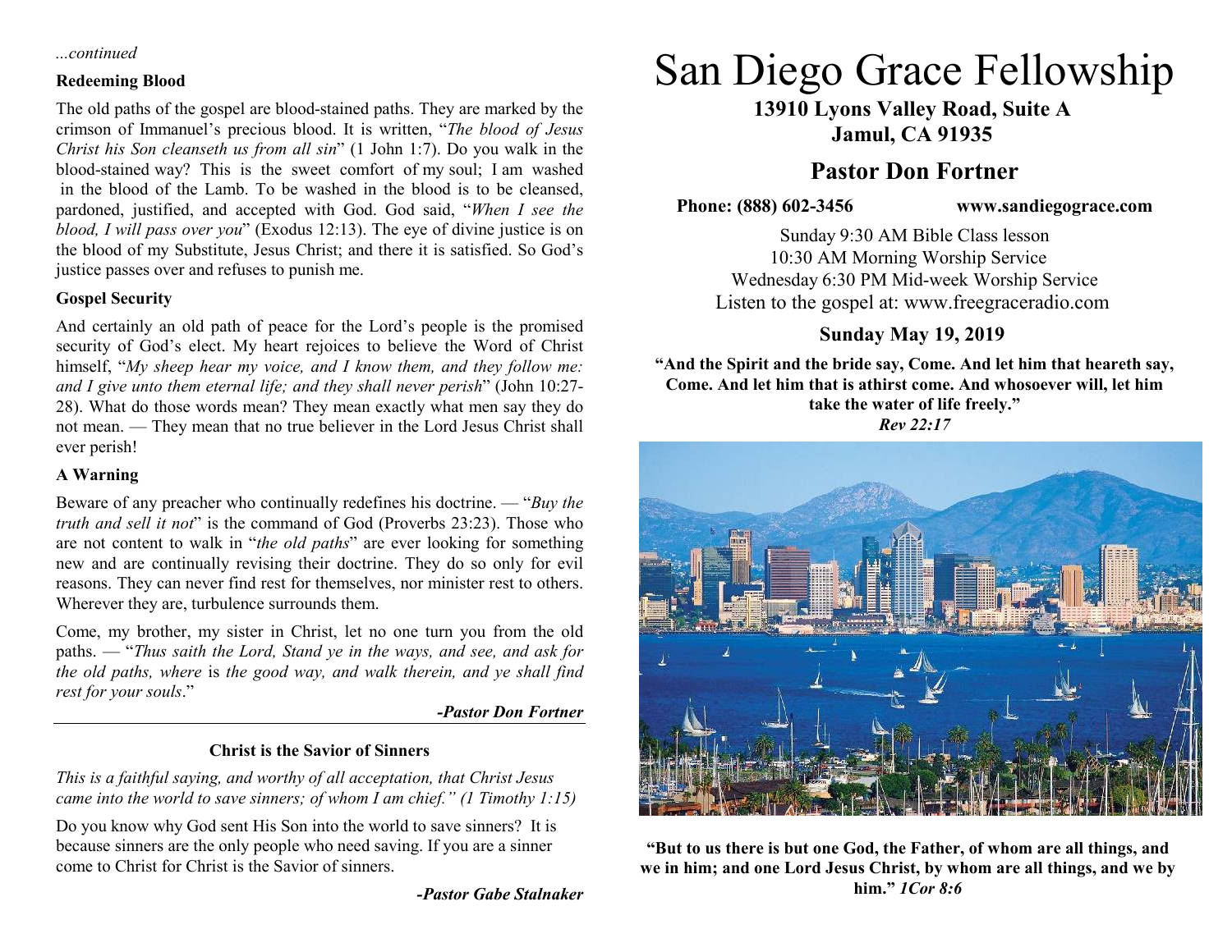*...continued*

**Redeeming Blood**

The old paths of the gospel are blood-stained paths. They are marked by the crimson of Immanuel's precious blood. It is written, "*The blood of Jesus Christ his Son cleanseth us from all sin*" (1 John 1:7). Do you walk in the blood-stained way? This is the sweet comfort of my soul; I am washed in the blood of the Lamb. To be washed in the blood is to be cleansed, pardoned, justified, and accepted with God. God said, "*When I see the blood, I will pass over you*" (Exodus 12:13). The eye of divine justice is on the blood of my Substitute, Jesus Christ; and there it is satisfied. So God's justice passes over and refuses to punish me.

**Gospel Security**

And certainly an old path of peace for the Lord's people is the promised security of God's elect. My heart rejoices to believe the Word of Christ himself, "*My sheep hear my voice, and I know them, and they follow me: and I give unto them eternal life; and they shall never perish*" (John 10:27-28). What do those words mean? They mean exactly what men say they do not mean. — They mean that no true believer in the Lord Jesus Christ shall ever perish!

**A Warning**

Beware of any preacher who continually redefines his doctrine. — "*Buy the truth and sell it not*" is the command of God (Proverbs 23:23). Those who are not content to walk in "*the old paths*" are ever looking for something new and are continually revising their doctrine. They do so only for evil reasons. They can never find rest for themselves, nor minister rest to others. Wherever they are, turbulence surrounds them.

Come, my brother, my sister in Christ, let no one turn you from the old paths. — "*Thus saith the Lord, Stand ye in the ways, and see, and ask for the old paths, where* is *the good way, and walk therein, and ye shall find rest for your souls*."

***-Pastor Don Fortner***

---

**Christ is the Savior of Sinners**

*This is a faithful saying, and worthy of all acceptation, that Christ Jesus came into the world to save sinners; of whom I am chief." (1 Timothy 1:15)*

Do you know why God sent His Son into the world to save sinners? It is because sinners are the only people who need saving. If you are a sinner come to Christ for Christ is the Savior of sinners.

***-Pastor Gabe Stalnaker***

# San Diego Grace Fellowship

**13910 Lyons Valley Road, Suite A**
**Jamul, CA 91935**

## Pastor Don Fortner

**Phone: (888) 602-3456** **www.sandiegograce.com**

Sunday 9:30 AM Bible Class lesson
10:30 AM Morning Worship Service
Wednesday 6:30 PM Mid-week Worship Service
Listen to the gospel at: www.freegraceradio.com

### Sunday May 19, 2019

**"And the Spirit and the bride say, Come. And let him that heareth say, Come. And let him that is athirst come. And whosoever will, let him take the water of life freely."**
***Rev 22:17***

**"But to us there is but one God, the Father, of whom are all things, and we in him; and one Lord Jesus Christ, by whom are all things, and we by him."** ***1Cor 8:6***